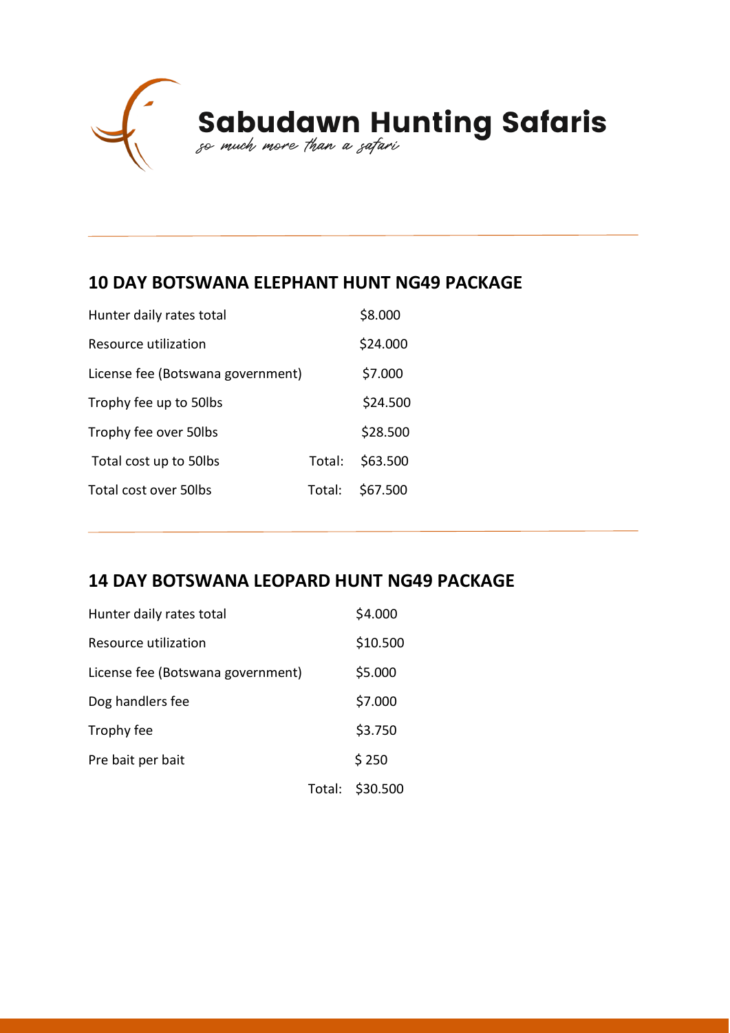# Sabudawn Hunting Safaris

*so much more than a safari*

## 10 DAY BOTSWANA ELEPHANT HUNT NG49 PACKAGE

| | | |
|---|---|---|
| Hunter daily rates total | | \$8.000 |
| Resource utilization | | \$24.000 |
| License fee (Botswana government) | | \$7.000 |
| Trophy fee up to 50lbs | | \$24.500 |
| Trophy fee over 50lbs | | \$28.500 |
| Total cost up to 50lbs | Total: | \$63.500 |
| Total cost over 50lbs | Total: | \$67.500 |

## 14 DAY BOTSWANA LEOPARD HUNT NG49 PACKAGE

| | | |
|---|---|---|
| Hunter daily rates total | | \$4.000 |
| Resource utilization | | \$10.500 |
| License fee (Botswana government) | | \$5.000 |
| Dog handlers fee | | \$7.000 |
| Trophy fee | | \$3.750 |
| Pre bait per bait | | \$ 250 |
| | Total: | \$30.500 |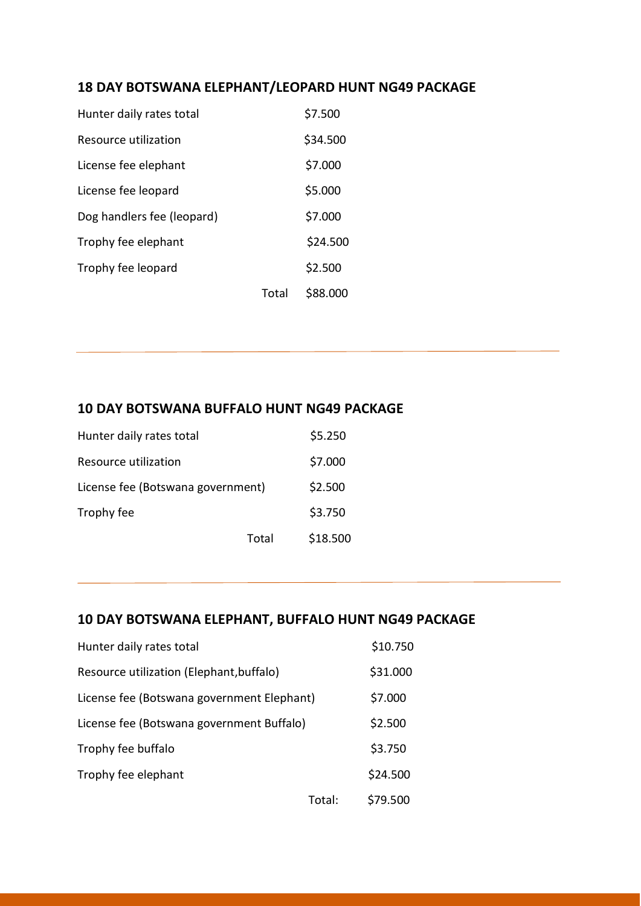## 18 DAY BOTSWANA ELEPHANT/LEOPARD HUNT NG49 PACKAGE

| | |
|---|---|
| Hunter daily rates total | $7.500 |
| Resource utilization | $34.500 |
| License fee elephant | $7.000 |
| License fee leopard | $5.000 |
| Dog handlers fee (leopard) | $7.000 |
| Trophy fee elephant | $24.500 |
| Trophy fee leopard | $2.500 |
| Total | $88.000 |

---

## 10 DAY BOTSWANA BUFFALO HUNT NG49 PACKAGE

| | |
|---|---|
| Hunter daily rates total | $5.250 |
| Resource utilization | $7.000 |
| License fee (Botswana government) | $2.500 |
| Trophy fee | $3.750 |
| Total | $18.500 |

---

## 10 DAY BOTSWANA ELEPHANT, BUFFALO HUNT NG49 PACKAGE

| | |
|---|---|
| Hunter daily rates total | $10.750 |
| Resource utilization (Elephant,buffalo) | $31.000 |
| License fee (Botswana government Elephant) | $7.000 |
| License fee (Botswana government Buffalo) | $2.500 |
| Trophy fee buffalo | $3.750 |
| Trophy fee elephant | $24.500 |
| Total: | $79.500 |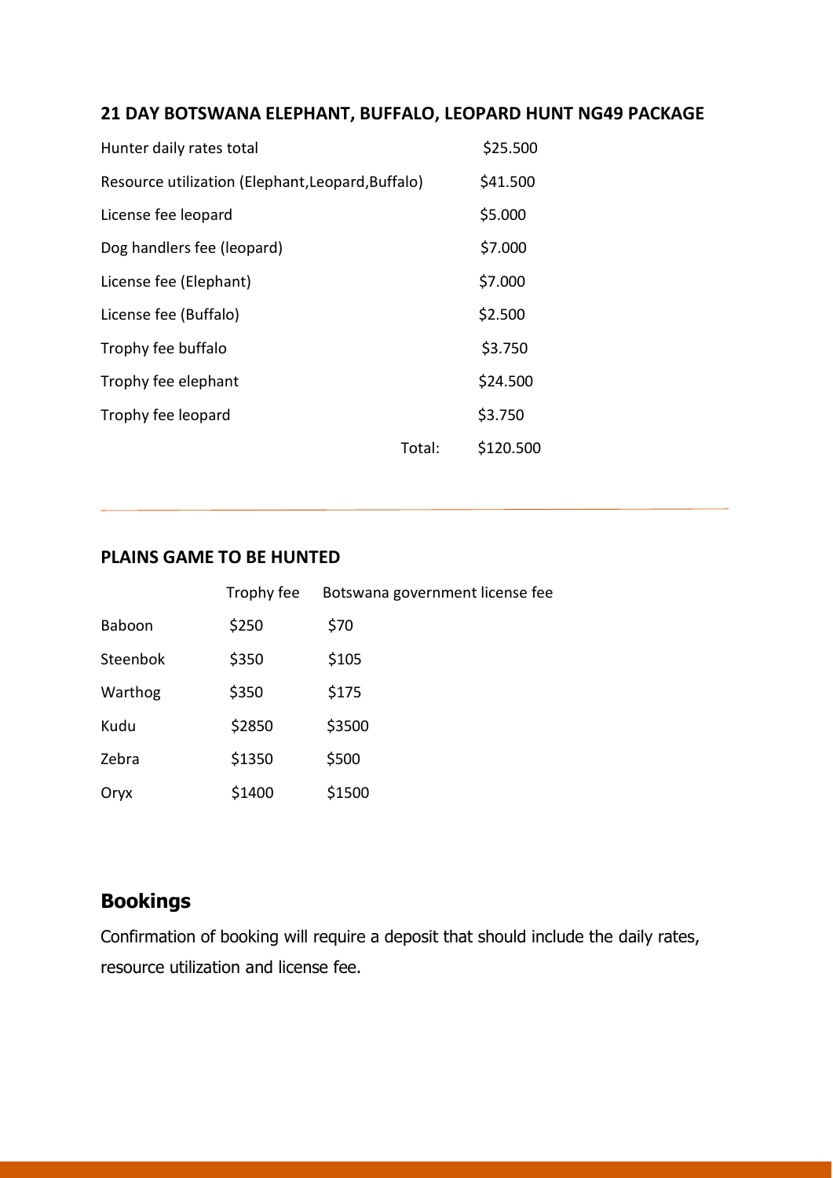## 21 DAY BOTSWANA ELEPHANT, BUFFALO, LEOPARD HUNT NG49 PACKAGE

| | |
|---|---|
| Hunter daily rates total | $25.500 |
| Resource utilization (Elephant,Leopard,Buffalo) | $41.500 |
| License fee leopard | $5.000 |
| Dog handlers fee (leopard) | $7.000 |
| License fee (Elephant) | $7.000 |
| License fee (Buffalo) | $2.500 |
| Trophy fee buffalo | $3.750 |
| Trophy fee elephant | $24.500 |
| Trophy fee leopard | $3.750 |
| Total: | $120.500 |

---

## PLAINS GAME TO BE HUNTED

| | Trophy fee | Botswana government license fee |
|---|---|---|
| Baboon | $250 | $70 |
| Steenbok | $350 | $105 |
| Warthog | $350 | $175 |
| Kudu | $2850 | $3500 |
| Zebra | $1350 | $500 |
| Oryx | $1400 | $1500 |

## Bookings

Confirmation of booking will require a deposit that should include the daily rates, resource utilization and license fee.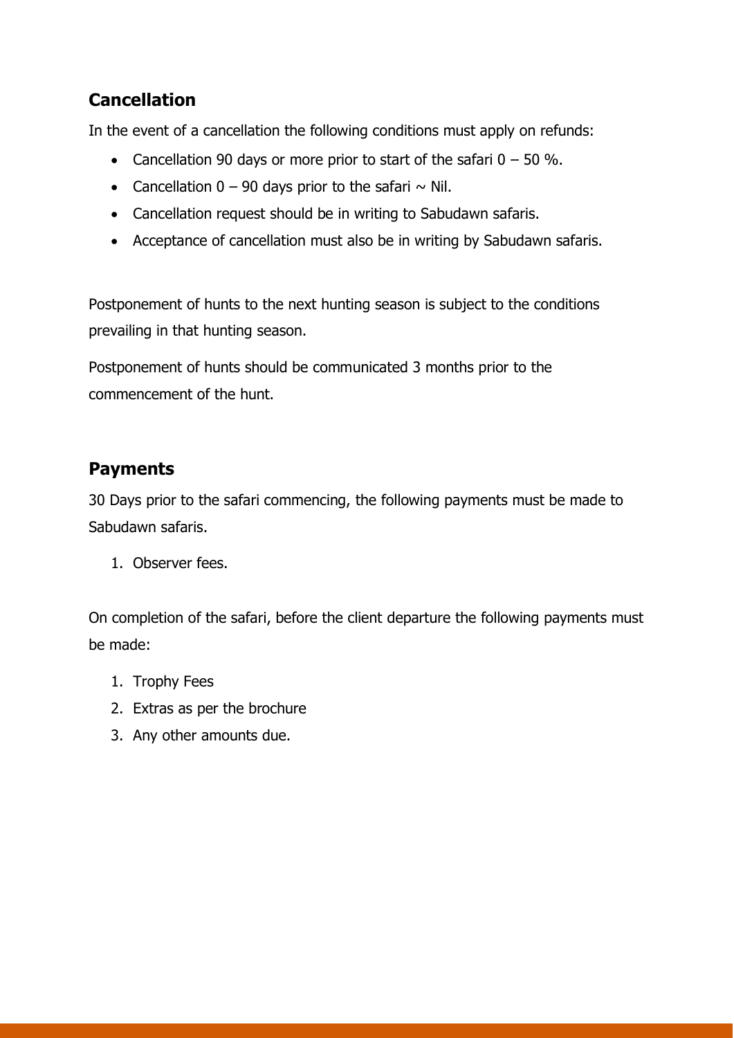## Cancellation

In the event of a cancellation the following conditions must apply on refunds:

- Cancellation 90 days or more prior to start of the safari 0 – 50 %.
- Cancellation 0 – 90 days prior to the safari ~ Nil.
- Cancellation request should be in writing to Sabudawn safaris.
- Acceptance of cancellation must also be in writing by Sabudawn safaris.

Postponement of hunts to the next hunting season is subject to the conditions prevailing in that hunting season.

Postponement of hunts should be communicated 3 months prior to the commencement of the hunt.

## Payments

30 Days prior to the safari commencing, the following payments must be made to Sabudawn safaris.

1. Observer fees.

On completion of the safari, before the client departure the following payments must be made:

1. Trophy Fees
2. Extras as per the brochure
3. Any other amounts due.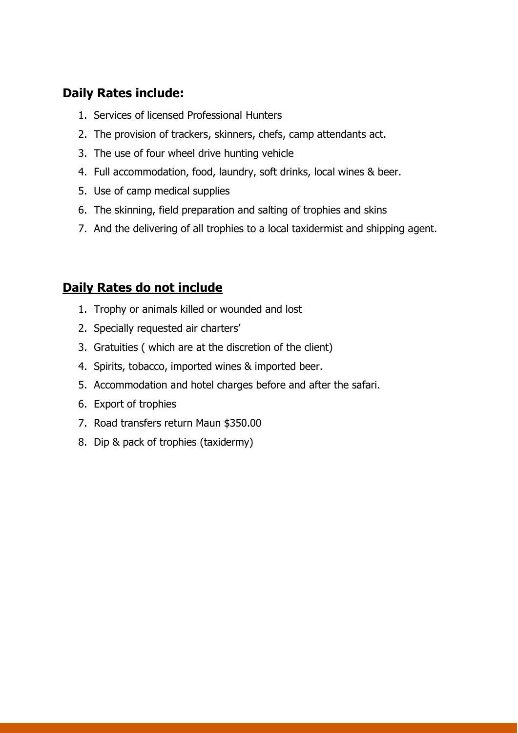## Daily Rates include:

1. Services of licensed Professional Hunters
2. The provision of trackers, skinners, chefs, camp attendants act.
3. The use of four wheel drive hunting vehicle
4. Full accommodation, food, laundry, soft drinks, local wines & beer.
5. Use of camp medical supplies
6. The skinning, field preparation and salting of trophies and skins
7. And the delivering of all trophies to a local taxidermist and shipping agent.

## <u>Daily Rates do not include</u>

1. Trophy or animals killed or wounded and lost
2. Specially requested air charters'
3. Gratuities ( which are at the discretion of the client)
4. Spirits, tobacco, imported wines & imported beer.
5. Accommodation and hotel charges before and after the safari.
6. Export of trophies
7. Road transfers return Maun $350.00
8. Dip & pack of trophies (taxidermy)